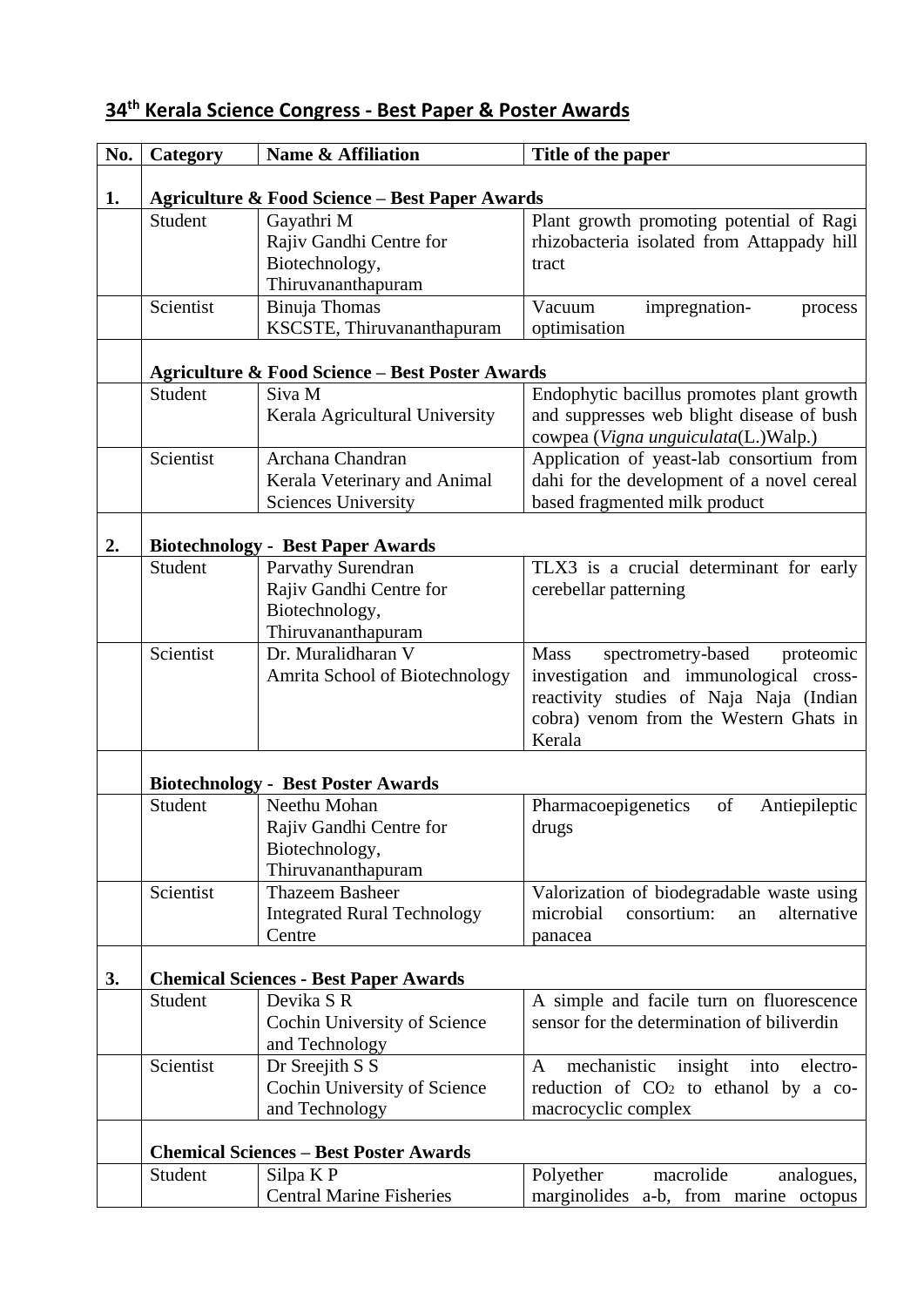## 34th Kerala Science Congress - Best Paper & Poster Awards

| No. | Category | Name & Affiliation | Title of the paper |
|---|---|---|---|
| 1. | **Agriculture & Food Science – Best Paper Awards** | | |
| | Student | Gayathri M Rajiv Gandhi Centre for Biotechnology, Thiruvananthapuram | Plant growth promoting potential of Ragi rhizobacteria isolated from Attappady hill tract |
| | Scientist | Binuja Thomas KSCSTE, Thiruvananthapuram | Vacuum impregnation- process optimisation |
| | **Agriculture & Food Science – Best Poster Awards** | | |
| | Student | Siva M Kerala Agricultural University | Endophytic bacillus promotes plant growth and suppresses web blight disease of bush cowpea (*Vigna unguiculata*(L.)Walp.) |
| | Scientist | Archana Chandran Kerala Veterinary and Animal Sciences University | Application of yeast-lab consortium from dahi for the development of a novel cereal based fragmented milk product |
| 2. | **Biotechnology - Best Paper Awards** | | |
| | Student | Parvathy Surendran Rajiv Gandhi Centre for Biotechnology, Thiruvananthapuram | TLX3 is a crucial determinant for early cerebellar patterning |
| | Scientist | Dr. Muralidharan V Amrita School of Biotechnology | Mass spectrometry-based proteomic investigation and immunological cross-reactivity studies of Naja Naja (Indian cobra) venom from the Western Ghats in Kerala |
| | **Biotechnology - Best Poster Awards** | | |
| | Student | Neethu Mohan Rajiv Gandhi Centre for Biotechnology, Thiruvananthapuram | Pharmacoepigenetics of Antiepileptic drugs |
| | Scientist | Thazeem Basheer Integrated Rural Technology Centre | Valorization of biodegradable waste using microbial consortium: an alternative panacea |
| 3. | **Chemical Sciences - Best Paper Awards** | | |
| | Student | Devika S R Cochin University of Science and Technology | A simple and facile turn on fluorescence sensor for the determination of biliverdin |
| | Scientist | Dr Sreejith S S Cochin University of Science and Technology | A mechanistic insight into electro-reduction of $CO_2$ to ethanol by a co-macrocyclic complex |
| | **Chemical Sciences – Best Poster Awards** | | |
| | Student | Silpa K P Central Marine Fisheries | Polyether macrolide analogues, marginolides a-b, from marine octopus |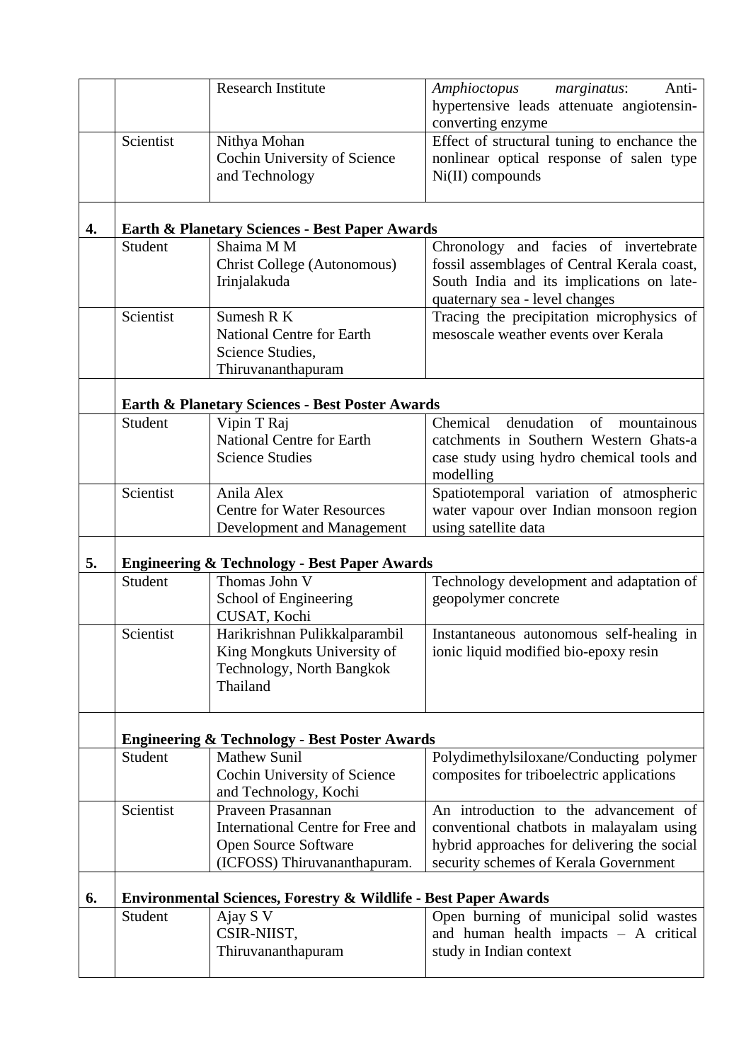| | | | |
|---|---|---|---|
| | | Research Institute | *Amphioctopus marginatus*: Anti-hypertensive leads attenuate angiotensin-converting enzyme |
| | Scientist | Nithya Mohan<br>Cochin University of Science and Technology | Effect of structural tuning to enchance the nonlinear optical response of salen type Ni(II) compounds |
| **4.** | **Earth & Planetary Sciences - Best Paper Awards** | | |
| | Student | Shaima M M<br>Christ College (Autonomous) Irinjalakuda | Chronology and facies of invertebrate fossil assemblages of Central Kerala coast, South India and its implications on late-quaternary sea - level changes |
| | Scientist | Sumesh R K<br>National Centre for Earth Science Studies, Thiruvananthapuram | Tracing the precipitation microphysics of mesoscale weather events over Kerala |
| | **Earth & Planetary Sciences - Best Poster Awards** | | |
| | Student | Vipin T Raj<br>National Centre for Earth Science Studies | Chemical denudation of mountainous catchments in Southern Western Ghats-a case study using hydro chemical tools and modelling |
| | Scientist | Anila Alex<br>Centre for Water Resources Development and Management | Spatiotemporal variation of atmospheric water vapour over Indian monsoon region using satellite data |
| **5.** | **Engineering & Technology - Best Paper Awards** | | |
| | Student | Thomas John V<br>School of Engineering CUSAT, Kochi | Technology development and adaptation of geopolymer concrete |
| | Scientist | Harikrishnan Pulikkalparambil<br>King Mongkuts University of Technology, North Bangkok Thailand | Instantaneous autonomous self-healing in ionic liquid modified bio-epoxy resin |
| | **Engineering & Technology - Best Poster Awards** | | |
| | Student | Mathew Sunil<br>Cochin University of Science and Technology, Kochi | Polydimethylsiloxane/Conducting polymer composites for triboelectric applications |
| | Scientist | Praveen Prasannan<br>International Centre for Free and Open Source Software (ICFOSS) Thiruvananthapuram. | An introduction to the advancement of conventional chatbots in malayalam using hybrid approaches for delivering the social security schemes of Kerala Government |
| **6.** | **Environmental Sciences, Forestry & Wildlife - Best Paper Awards** | | |
| | Student | Ajay S V<br>CSIR-NIIST, Thiruvananthapuram | Open burning of municipal solid wastes and human health impacts – A critical study in Indian context |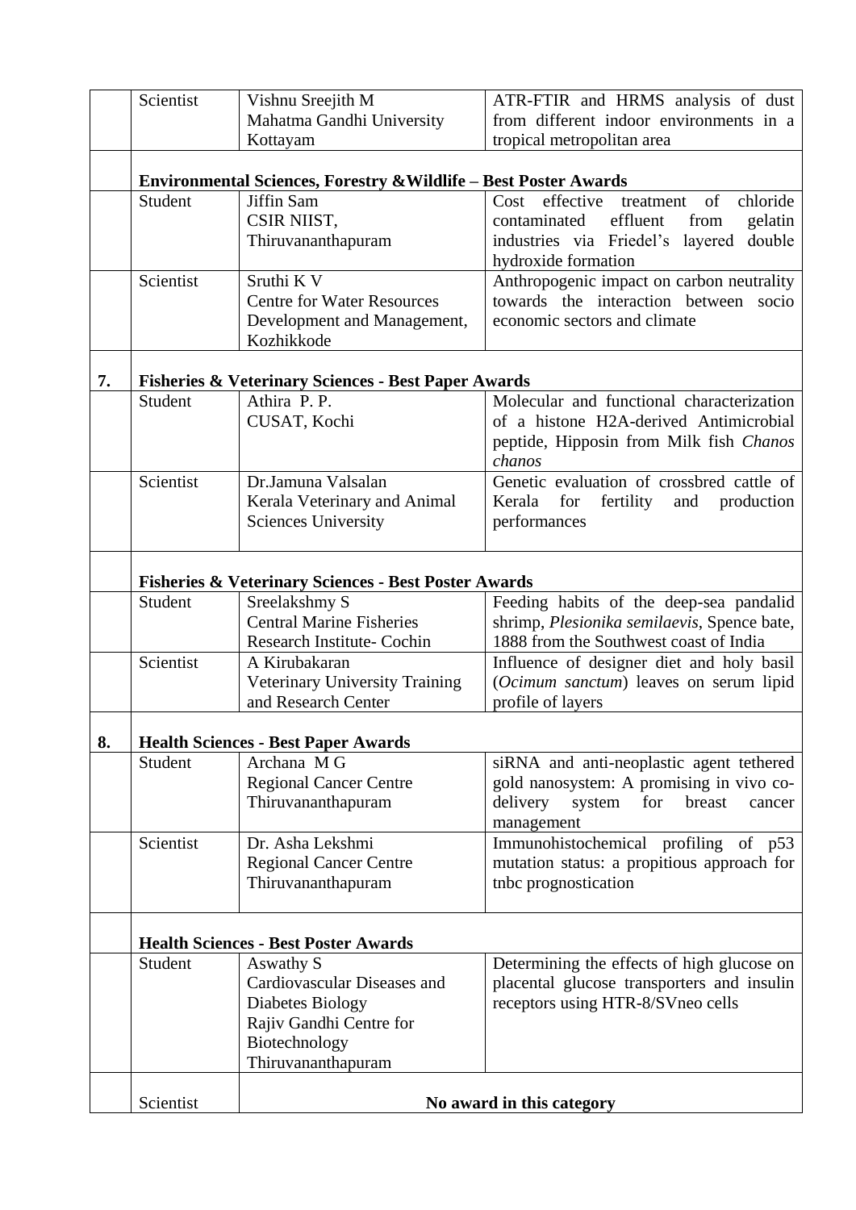| | | | |
|---|---|---|---|
| | Scientist | Vishnu Sreejith M<br>Mahatma Gandhi University<br>Kottayam | ATR-FTIR and HRMS analysis of dust from different indoor environments in a tropical metropolitan area |
| | **Environmental Sciences, Forestry &Wildlife – Best Poster Awards** | | |
| | Student | Jiffin Sam<br>CSIR NIIST,<br>Thiruvananthapuram | Cost effective treatment of chloride contaminated effluent from gelatin industries via Friedel's layered double hydroxide formation |
| | Scientist | Sruthi K V<br>Centre for Water Resources Development and Management, Kozhikkode | Anthropogenic impact on carbon neutrality towards the interaction between socio economic sectors and climate |
| **7.** | **Fisheries & Veterinary Sciences - Best Paper Awards** | | |
| | Student | Athira P. P.<br>CUSAT, Kochi | Molecular and functional characterization of a histone H2A-derived Antimicrobial peptide, Hipposin from Milk fish *Chanos chanos* |
| | Scientist | Dr.Jamuna Valsalan<br>Kerala Veterinary and Animal Sciences University | Genetic evaluation of crossbred cattle of Kerala for fertility and production performances |
| | **Fisheries & Veterinary Sciences - Best Poster Awards** | | |
| | Student | Sreelakshmy S<br>Central Marine Fisheries Research Institute- Cochin | Feeding habits of the deep-sea pandalid shrimp, *Plesionika semilaevis*, Spence bate, 1888 from the Southwest coast of India |
| | Scientist | A Kirubakaran<br>Veterinary University Training and Research Center | Influence of designer diet and holy basil (*Ocimum sanctum*) leaves on serum lipid profile of layers |
| **8.** | **Health Sciences - Best Paper Awards** | | |
| | Student | Archana M G<br>Regional Cancer Centre<br>Thiruvananthapuram | siRNA and anti-neoplastic agent tethered gold nanosystem: A promising in vivo co-delivery system for breast cancer management |
| | Scientist | Dr. Asha Lekshmi<br>Regional Cancer Centre<br>Thiruvananthapuram | Immunohistochemical profiling of p53 mutation status: a propitious approach for tnbc prognostication |
| | **Health Sciences - Best Poster Awards** | | |
| | Student | Aswathy S<br>Cardiovascular Diseases and Diabetes Biology<br>Rajiv Gandhi Centre for Biotechnology<br>Thiruvananthapuram | Determining the effects of high glucose on placental glucose transporters and insulin receptors using HTR-8/SVneo cells |
| | Scientist | **No award in this category** | |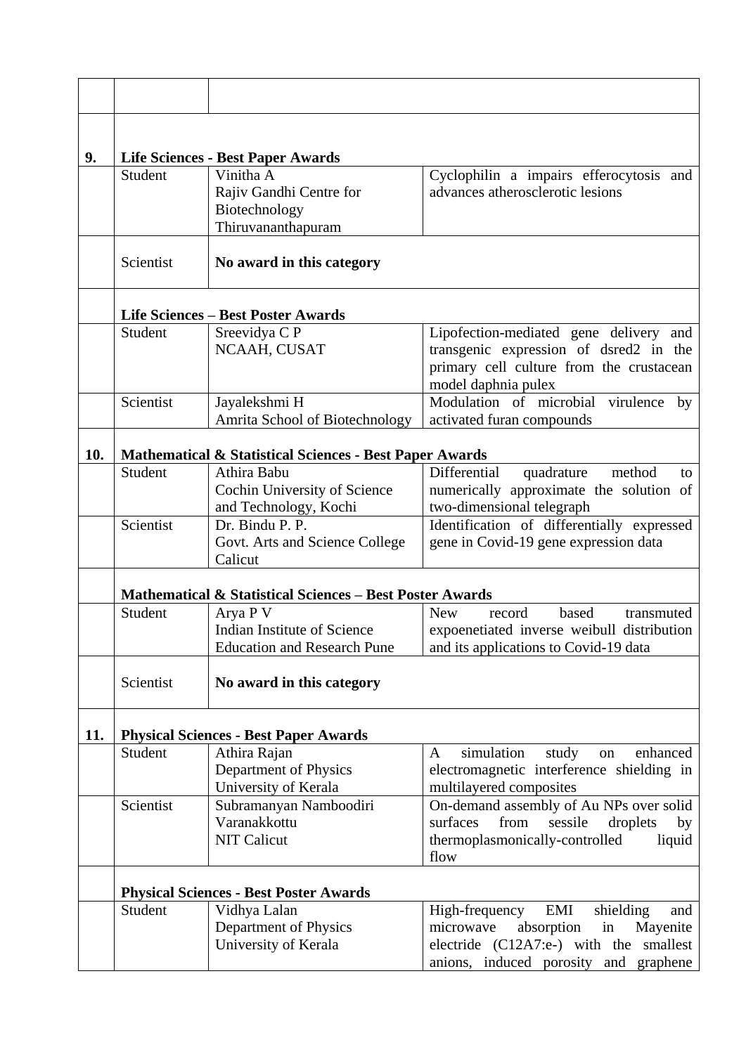| | | | |
|---|---|---|---|
| | | | |
| **9.** | **Life Sciences - Best Paper Awards** | | |
| | Student | Vinitha A<br>Rajiv Gandhi Centre for Biotechnology<br>Thiruvananthapuram | Cyclophilin a impairs efferocytosis and advances atherosclerotic lesions |
| | Scientist | **No award in this category** | |
| | **Life Sciences – Best Poster Awards** | | |
| | Student | Sreevidya C P<br>NCAAH, CUSAT | Lipofection-mediated gene delivery and transgenic expression of dsred2 in the primary cell culture from the crustacean model daphnia pulex |
| | Scientist | Jayalekshmi H<br>Amrita School of Biotechnology | Modulation of microbial virulence by activated furan compounds |
| **10.** | **Mathematical & Statistical Sciences - Best Paper Awards** | | |
| | Student | Athira Babu<br>Cochin University of Science and Technology, Kochi | Differential quadrature method to numerically approximate the solution of two-dimensional telegraph |
| | Scientist | Dr. Bindu P. P.<br>Govt. Arts and Science College Calicut | Identification of differentially expressed gene in Covid-19 gene expression data |
| | **Mathematical & Statistical Sciences – Best Poster Awards** | | |
| | Student | Arya P V<br>Indian Institute of Science Education and Research Pune | New record based transmuted expoenetiated inverse weibull distribution and its applications to Covid-19 data |
| | Scientist | **No award in this category** | |
| **11.** | **Physical Sciences - Best Paper Awards** | | |
| | Student | Athira Rajan<br>Department of Physics<br>University of Kerala | A simulation study on enhanced electromagnetic interference shielding in multilayered composites |
| | Scientist | Subramanyan Namboodiri Varanakkottu<br>NIT Calicut | On-demand assembly of Au NPs over solid surfaces from sessile droplets by thermoplasmonically-controlled liquid flow |
| | **Physical Sciences - Best Poster Awards** | | |
| | Student | Vidhya Lalan<br>Department of Physics<br>University of Kerala | High-frequency EMI shielding and microwave absorption in Mayenite electride (C12A7:e-) with the smallest anions, induced porosity and graphene |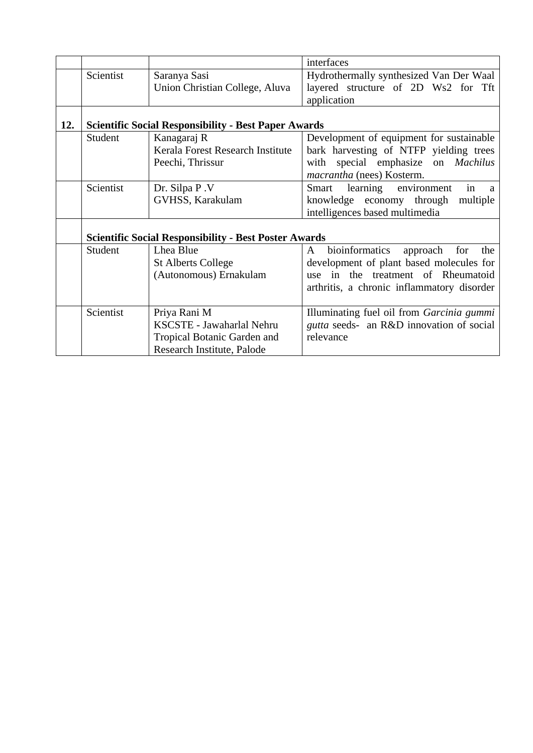| | | | |
|---|---|---|---|
| | | | interfaces |
| | Scientist | Saranya Sasi<br>Union Christian College, Aluva | Hydrothermally synthesized Van Der Waal layered structure of 2D Ws2 for Tft application |
| **12.** | **Scientific Social Responsibility - Best Paper Awards** | | |
| | Student | Kanagaraj R<br>Kerala Forest Research Institute<br>Peechi, Thrissur | Development of equipment for sustainable bark harvesting of NTFP yielding trees with special emphasize on *Machilus macrantha* (nees) Kosterm. |
| | Scientist | Dr. Silpa P .V<br>GVHSS, Karakulam | Smart learning environment in a knowledge economy through multiple intelligences based multimedia |
| | **Scientific Social Responsibility - Best Poster Awards** | | |
| | Student | Lhea Blue<br>St Alberts College<br>(Autonomous) Ernakulam | A bioinformatics approach for the development of plant based molecules for use in the treatment of Rheumatoid arthritis, a chronic inflammatory disorder |
| | Scientist | Priya Rani M<br>KSCSTE - Jawaharlal Nehru Tropical Botanic Garden and Research Institute, Palode | Illuminating fuel oil from *Garcinia gummi gutta* seeds- an R&D innovation of social relevance |